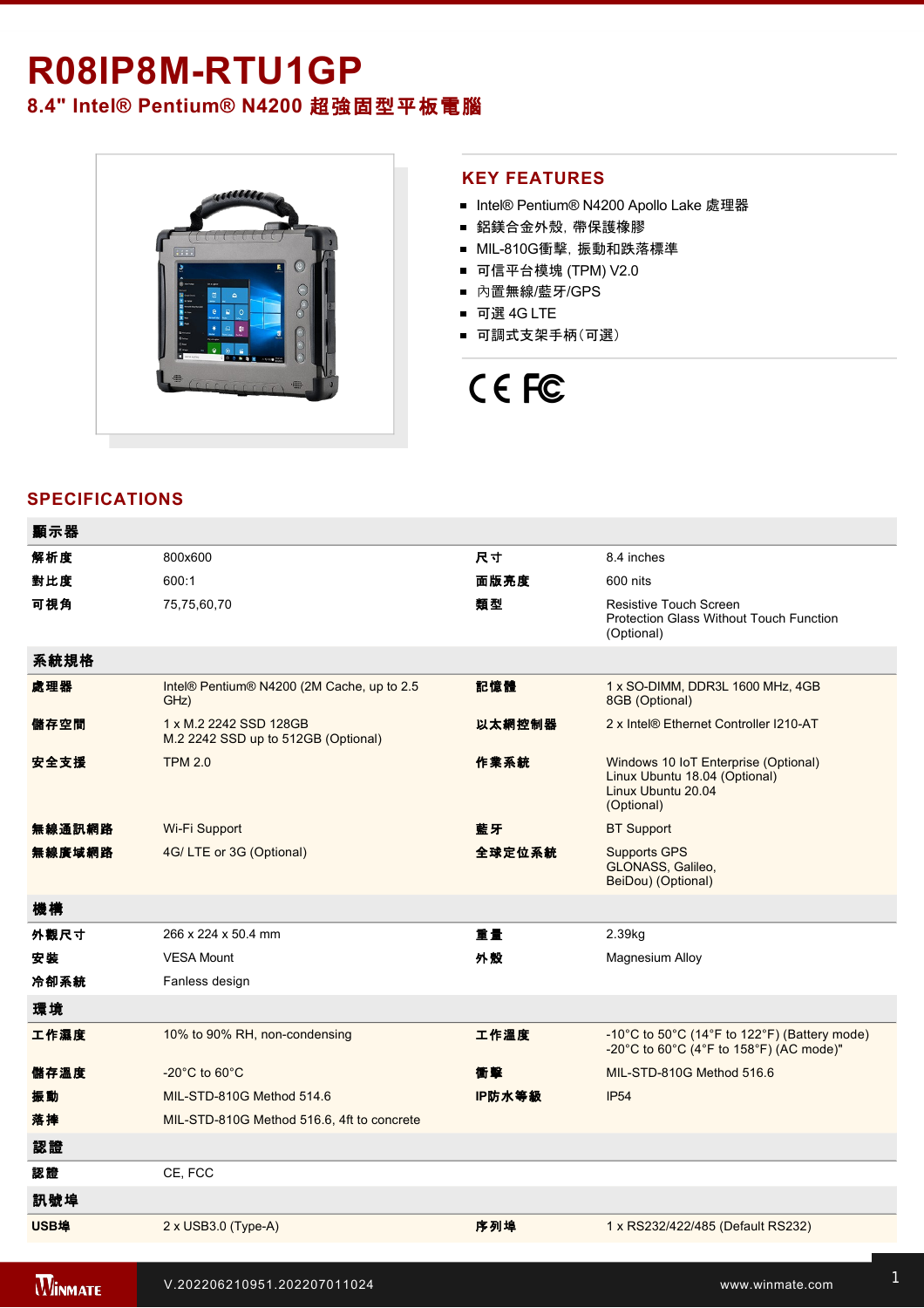# R08IP8M-RTU1GP

## 8.4" Intel® Pentium® N4200 超強固型平板電腦

## KEY FEATURES

- Intel® Pentium® N4200 Apollo Lake 處理器
- 鋁鎂合金外殼, 帶保護橡膠
- MIL-810G衝擊, 振動和跌落標準
- 可信平台模塊 (TPM) V2.0
- 內置無線/藍牙/GPS
- 可選 4G LTE
- 可調式支架手柄(可選)

CE FC

## SPECIFICATIONS

| 顯示器 | | | |
|---|---|---|---|
| 解析度 | 800x600 | 尺寸 | 8.4 inches |
| 對比度 | 600:1 | 面版亮度 | 600 nits |
| 可視角 | 75,75,60,70 | 類型 | Resistive Touch Screen<br>Protection Glass Without Touch Function (Optional) |
| **系統規格** | | | |
| 處理器 | Intel® Pentium® N4200 (2M Cache, up to 2.5 GHz) | 記憶體 | 1 x SO-DIMM, DDR3L 1600 MHz, 4GB<br>8GB (Optional) |
| 儲存空間 | 1 x M.2 2242 SSD 128GB<br>M.2 2242 SSD up to 512GB (Optional) | 以太網控制器 | 2 x Intel® Ethernet Controller I210-AT |
| 安全支援 | TPM 2.0 | 作業系統 | Windows 10 IoT Enterprise (Optional)<br>Linux Ubuntu 18.04 (Optional)<br>Linux Ubuntu 20.04 (Optional) |
| 無線通訊網路 | Wi-Fi Support | 藍牙 | BT Support |
| 無線廣域網路 | 4G/ LTE or 3G (Optional) | 全球定位系統 | Supports GPS<br>GLONASS, Galileo, BeiDou) (Optional) |
| **機構** | | | |
| 外觀尺寸 | 266 x 224 x 50.4 mm | 重量 | 2.39kg |
| 安裝 | VESA Mount | 外殼 | Magnesium Alloy |
| 冷卻系統 | Fanless design | | |
| **環境** | | | |
| 工作濕度 | 10% to 90% RH, non-condensing | 工作溫度 | -10°C to 50°C (14°F to 122°F) (Battery mode)<br>-20°C to 60°C (4°F to 158°F) (AC mode)" |
| 儲存溫度 | -20°C to 60°C | 衝擊 | MIL-STD-810G Method 516.6 |
| 振動 | MIL-STD-810G Method 514.6 | IP防水等級 | IP54 |
| 落摔 | MIL-STD-810G Method 516.6, 4ft to concrete | | |
| **認證** | | | |
| 認證 | CE, FCC | | |
| **訊號埠** | | | |
| USB埠 | 2 x USB3.0 (Type-A) | 序列埠 | 1 x RS232/422/485 (Default RS232) |

V.202206210951.202207011024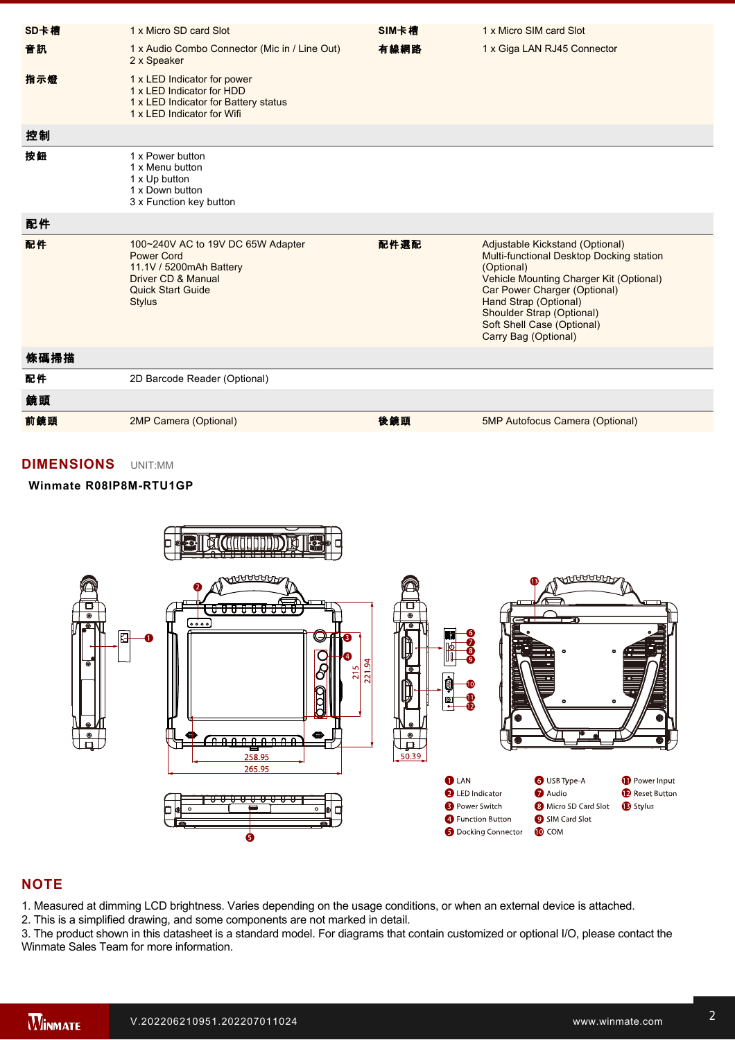| | | | |
|---|---|---|---|
| SD卡槽 | 1 x Micro SD card Slot | SIM卡槽 | 1 x Micro SIM card Slot |
| 音訊 | 1 x Audio Combo Connector (Mic in / Line Out)<br>2 x Speaker | 有線網路 | 1 x Giga LAN RJ45 Connector |
| 指示燈 | 1 x LED Indicator for power<br>1 x LED Indicator for HDD<br>1 x LED Indicator for Battery status<br>1 x LED Indicator for Wifi | | |
| **控制** | | | |
| 按鈕 | 1 x Power button<br>1 x Menu button<br>1 x Up button<br>1 x Down button<br>3 x Function key button | | |
| **配件** | | | |
| 配件 | 100~240V AC to 19V DC 65W Adapter<br>Power Cord<br>11.1V / 5200mAh Battery<br>Driver CD & Manual<br>Quick Start Guide<br>Stylus | 配件選配 | Adjustable Kickstand (Optional)<br>Multi-functional Desktop Docking station (Optional)<br>Vehicle Mounting Charger Kit (Optional)<br>Car Power Charger (Optional)<br>Hand Strap (Optional)<br>Shoulder Strap (Optional)<br>Soft Shell Case (Optional)<br>Carry Bag (Optional) |
| **條碼掃描** | | | |
| 配件 | 2D Barcode Reader (Optional) | | |
| **鏡頭** | | | |
| 前鏡頭 | 2MP Camera (Optional) | 後鏡頭 | 5MP Autofocus Camera (Optional) |

## DIMENSIONS UNIT:MM

**Winmate R08IP8M-RTU1GP**

215
221.94
258.95
265.95
50.39

1 LAN
2 LED Indicator
3 Power Switch
4 Function Button
5 Docking Connector
6 USB Type-A
7 Audio
8 Micro SD Card Slot
9 SIM Card Slot
10 COM
11 Power Input
12 Reset Button
13 Stylus

## NOTE

1. Measured at dimming LCD brightness. Varies depending on the usage conditions, or when an external device is attached.
2. This is a simplified drawing, and some components are not marked in detail.
3. The product shown in this datasheet is a standard model. For diagrams that contain customized or optional I/O, please contact the Winmate Sales Team for more information.

V.202206210951.202207011024 www.winmate.com